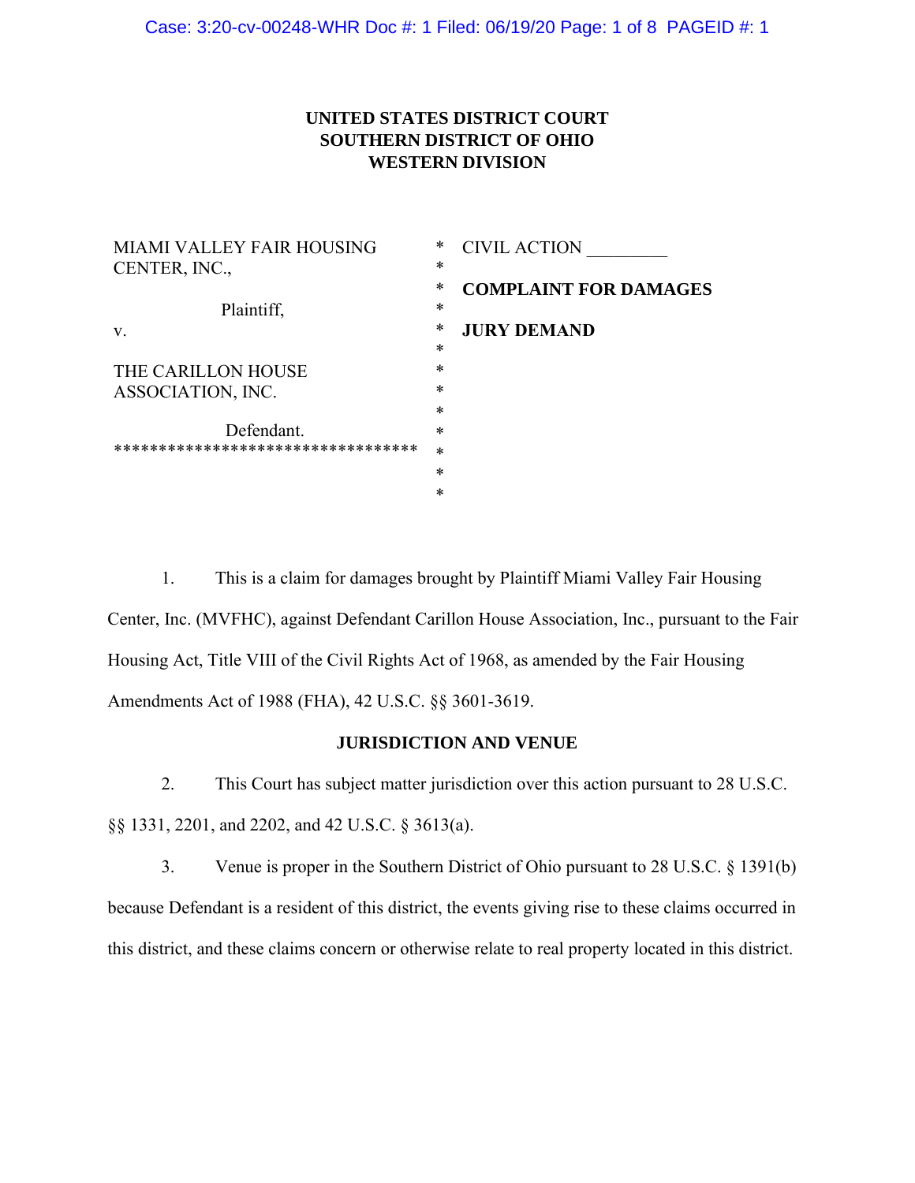**UNITED STATES DISTRICT COURT**
**SOUTHERN DISTRICT OF OHIO**
**WESTERN DIVISION**

| | | |
|---|---|---|
| MIAMI VALLEY FAIR HOUSING CENTER, INC., | * | CIVIL ACTION _________ |
| Plaintiff, | * | **COMPLAINT FOR DAMAGES** |
| v. | * | **JURY DEMAND** |
| THE CARILLON HOUSE ASSOCIATION, INC. | * | |
| Defendant. | * | |

1. This is a claim for damages brought by Plaintiff Miami Valley Fair Housing Center, Inc. (MVFHC), against Defendant Carillon House Association, Inc., pursuant to the Fair Housing Act, Title VIII of the Civil Rights Act of 1968, as amended by the Fair Housing Amendments Act of 1988 (FHA), 42 U.S.C. §§ 3601-3619.

**JURISDICTION AND VENUE**

2. This Court has subject matter jurisdiction over this action pursuant to 28 U.S.C. §§ 1331, 2201, and 2202, and 42 U.S.C. § 3613(a).

3. Venue is proper in the Southern District of Ohio pursuant to 28 U.S.C. § 1391(b) because Defendant is a resident of this district, the events giving rise to these claims occurred in this district, and these claims concern or otherwise relate to real property located in this district.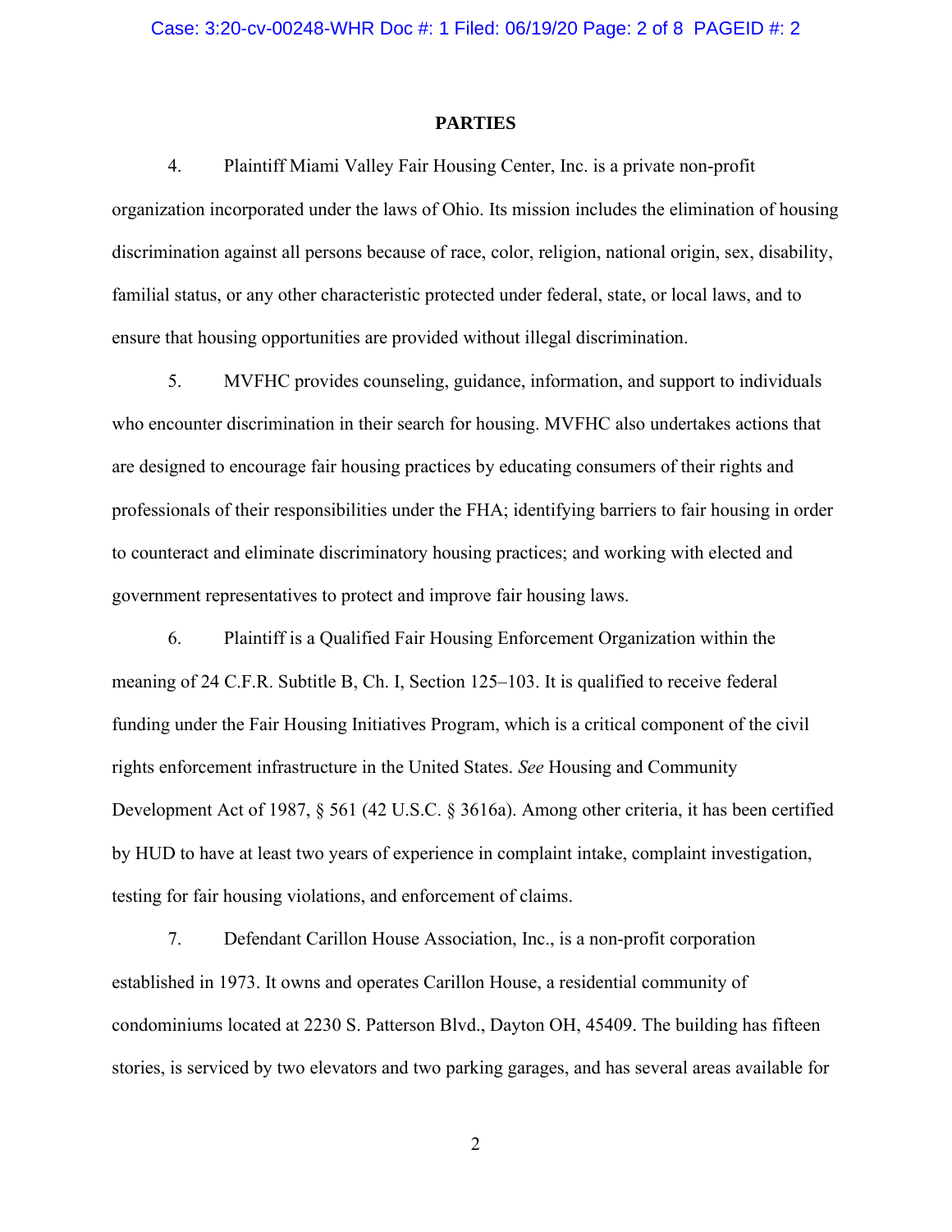## PARTIES

4. Plaintiff Miami Valley Fair Housing Center, Inc. is a private non-profit organization incorporated under the laws of Ohio. Its mission includes the elimination of housing discrimination against all persons because of race, color, religion, national origin, sex, disability, familial status, or any other characteristic protected under federal, state, or local laws, and to ensure that housing opportunities are provided without illegal discrimination.

5. MVFHC provides counseling, guidance, information, and support to individuals who encounter discrimination in their search for housing. MVFHC also undertakes actions that are designed to encourage fair housing practices by educating consumers of their rights and professionals of their responsibilities under the FHA; identifying barriers to fair housing in order to counteract and eliminate discriminatory housing practices; and working with elected and government representatives to protect and improve fair housing laws.

6. Plaintiff is a Qualified Fair Housing Enforcement Organization within the meaning of 24 C.F.R. Subtitle B, Ch. I, Section 125–103. It is qualified to receive federal funding under the Fair Housing Initiatives Program, which is a critical component of the civil rights enforcement infrastructure in the United States. *See* Housing and Community Development Act of 1987, § 561 (42 U.S.C. § 3616a). Among other criteria, it has been certified by HUD to have at least two years of experience in complaint intake, complaint investigation, testing for fair housing violations, and enforcement of claims.

7. Defendant Carillon House Association, Inc., is a non-profit corporation established in 1973. It owns and operates Carillon House, a residential community of condominiums located at 2230 S. Patterson Blvd., Dayton OH, 45409. The building has fifteen stories, is serviced by two elevators and two parking garages, and has several areas available for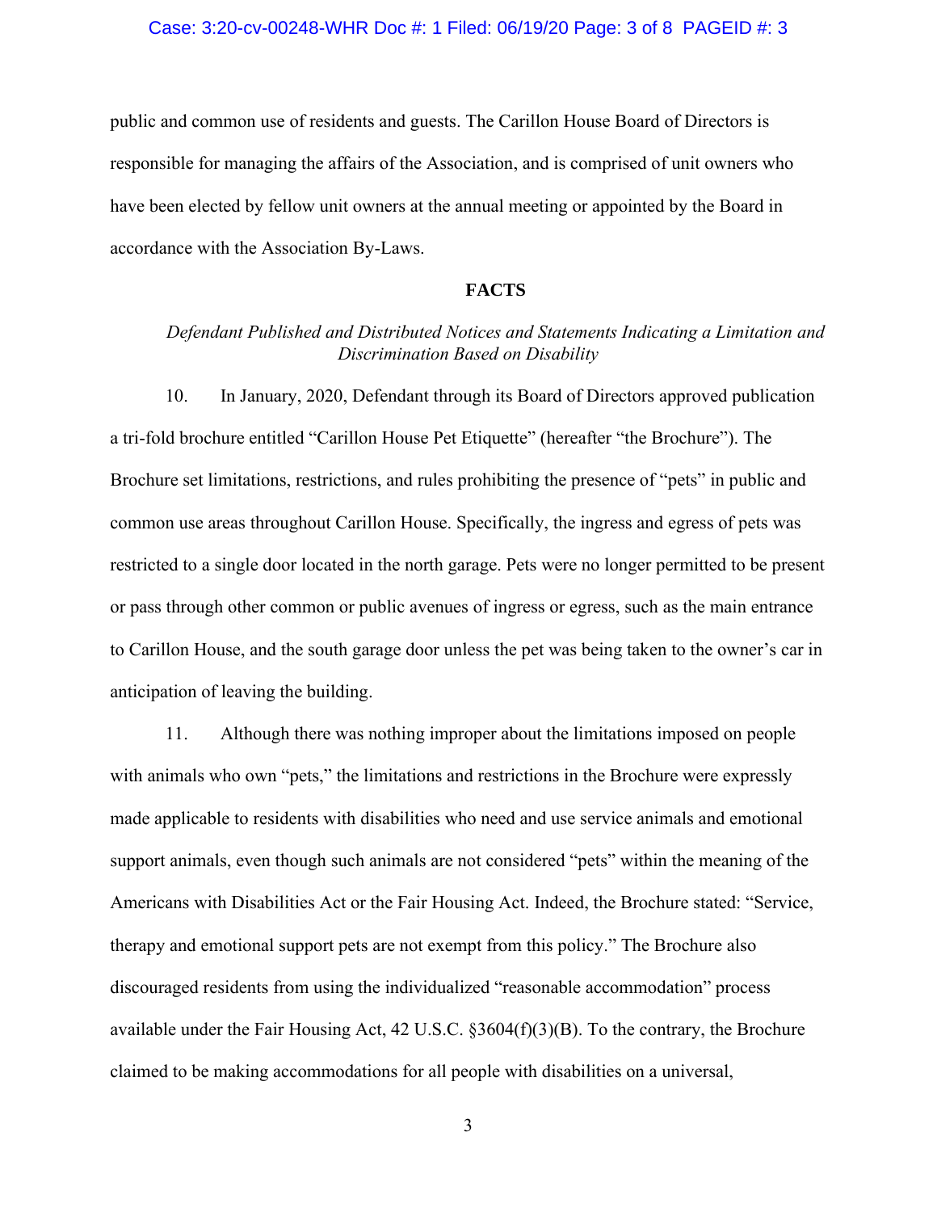public and common use of residents and guests. The Carillon House Board of Directors is responsible for managing the affairs of the Association, and is comprised of unit owners who have been elected by fellow unit owners at the annual meeting or appointed by the Board in accordance with the Association By-Laws.

## FACTS

*Defendant Published and Distributed Notices and Statements Indicating a Limitation and Discrimination Based on Disability*

10. In January, 2020, Defendant through its Board of Directors approved publication a tri-fold brochure entitled "Carillon House Pet Etiquette" (hereafter "the Brochure"). The Brochure set limitations, restrictions, and rules prohibiting the presence of "pets" in public and common use areas throughout Carillon House. Specifically, the ingress and egress of pets was restricted to a single door located in the north garage. Pets were no longer permitted to be present or pass through other common or public avenues of ingress or egress, such as the main entrance to Carillon House, and the south garage door unless the pet was being taken to the owner's car in anticipation of leaving the building.

11. Although there was nothing improper about the limitations imposed on people with animals who own "pets," the limitations and restrictions in the Brochure were expressly made applicable to residents with disabilities who need and use service animals and emotional support animals, even though such animals are not considered "pets" within the meaning of the Americans with Disabilities Act or the Fair Housing Act. Indeed, the Brochure stated: "Service, therapy and emotional support pets are not exempt from this policy." The Brochure also discouraged residents from using the individualized "reasonable accommodation" process available under the Fair Housing Act, 42 U.S.C. §3604(f)(3)(B). To the contrary, the Brochure claimed to be making accommodations for all people with disabilities on a universal,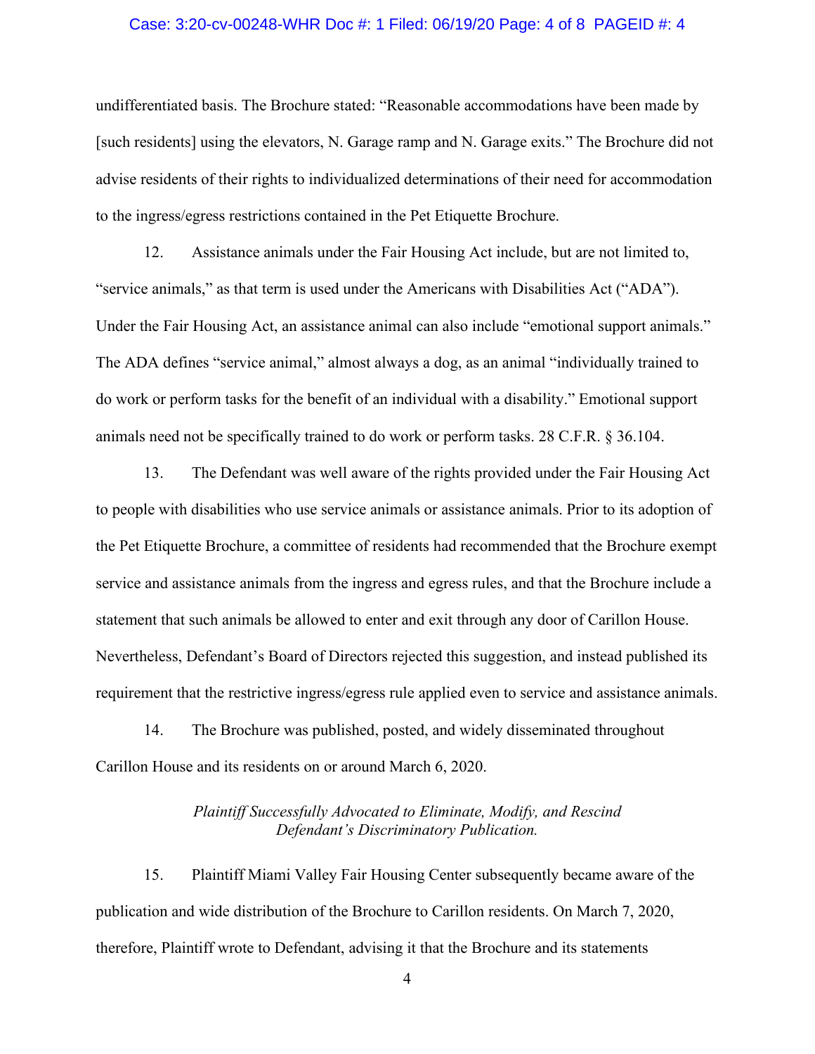undifferentiated basis. The Brochure stated: "Reasonable accommodations have been made by [such residents] using the elevators, N. Garage ramp and N. Garage exits." The Brochure did not advise residents of their rights to individualized determinations of their need for accommodation to the ingress/egress restrictions contained in the Pet Etiquette Brochure.

12. Assistance animals under the Fair Housing Act include, but are not limited to, "service animals," as that term is used under the Americans with Disabilities Act ("ADA"). Under the Fair Housing Act, an assistance animal can also include "emotional support animals." The ADA defines "service animal," almost always a dog, as an animal "individually trained to do work or perform tasks for the benefit of an individual with a disability." Emotional support animals need not be specifically trained to do work or perform tasks. 28 C.F.R. § 36.104.

13. The Defendant was well aware of the rights provided under the Fair Housing Act to people with disabilities who use service animals or assistance animals. Prior to its adoption of the Pet Etiquette Brochure, a committee of residents had recommended that the Brochure exempt service and assistance animals from the ingress and egress rules, and that the Brochure include a statement that such animals be allowed to enter and exit through any door of Carillon House. Nevertheless, Defendant's Board of Directors rejected this suggestion, and instead published its requirement that the restrictive ingress/egress rule applied even to service and assistance animals.

14. The Brochure was published, posted, and widely disseminated throughout Carillon House and its residents on or around March 6, 2020.

*Plaintiff Successfully Advocated to Eliminate, Modify, and Rescind Defendant's Discriminatory Publication.*

15. Plaintiff Miami Valley Fair Housing Center subsequently became aware of the publication and wide distribution of the Brochure to Carillon residents. On March 7, 2020, therefore, Plaintiff wrote to Defendant, advising it that the Brochure and its statements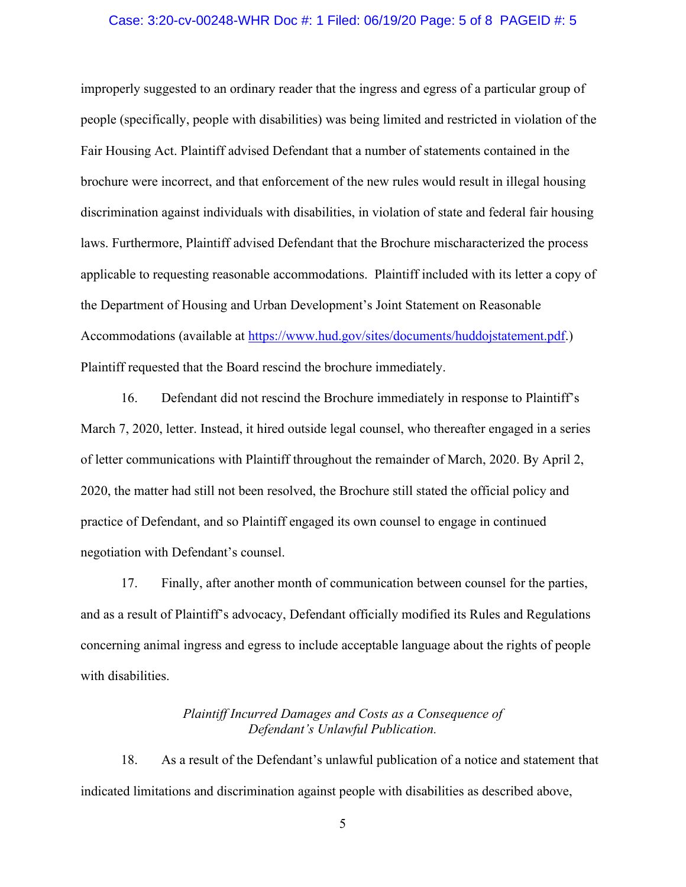improperly suggested to an ordinary reader that the ingress and egress of a particular group of people (specifically, people with disabilities) was being limited and restricted in violation of the Fair Housing Act. Plaintiff advised Defendant that a number of statements contained in the brochure were incorrect, and that enforcement of the new rules would result in illegal housing discrimination against individuals with disabilities, in violation of state and federal fair housing laws. Furthermore, Plaintiff advised Defendant that the Brochure mischaracterized the process applicable to requesting reasonable accommodations. Plaintiff included with its letter a copy of the Department of Housing and Urban Development's Joint Statement on Reasonable Accommodations (available at [https://www.hud.gov/sites/documents/huddojstatement.pdf](https://www.hud.gov/sites/documents/huddojstatement.pdf).) Plaintiff requested that the Board rescind the brochure immediately.

16. Defendant did not rescind the Brochure immediately in response to Plaintiff's March 7, 2020, letter. Instead, it hired outside legal counsel, who thereafter engaged in a series of letter communications with Plaintiff throughout the remainder of March, 2020. By April 2, 2020, the matter had still not been resolved, the Brochure still stated the official policy and practice of Defendant, and so Plaintiff engaged its own counsel to engage in continued negotiation with Defendant's counsel.

17. Finally, after another month of communication between counsel for the parties, and as a result of Plaintiff's advocacy, Defendant officially modified its Rules and Regulations concerning animal ingress and egress to include acceptable language about the rights of people with disabilities.

*Plaintiff Incurred Damages and Costs as a Consequence of Defendant's Unlawful Publication.*

18. As a result of the Defendant's unlawful publication of a notice and statement that indicated limitations and discrimination against people with disabilities as described above,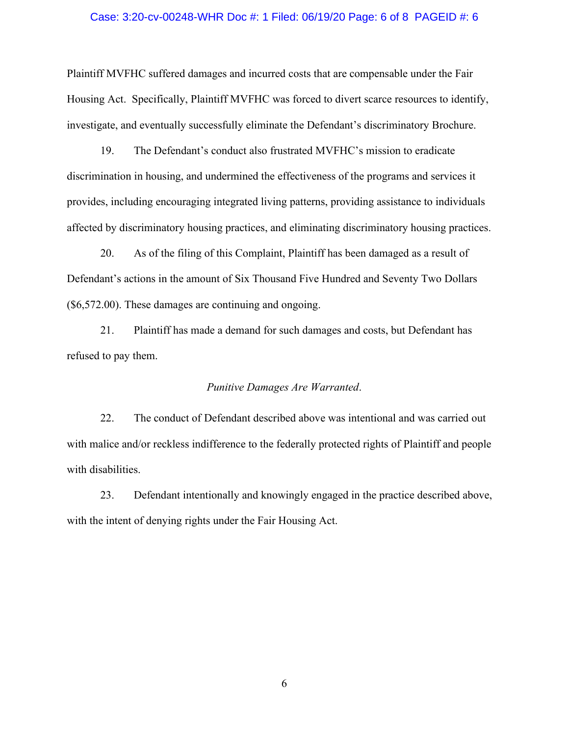Plaintiff MVFHC suffered damages and incurred costs that are compensable under the Fair Housing Act. Specifically, Plaintiff MVFHC was forced to divert scarce resources to identify, investigate, and eventually successfully eliminate the Defendant's discriminatory Brochure.

19. The Defendant's conduct also frustrated MVFHC's mission to eradicate discrimination in housing, and undermined the effectiveness of the programs and services it provides, including encouraging integrated living patterns, providing assistance to individuals affected by discriminatory housing practices, and eliminating discriminatory housing practices.

20. As of the filing of this Complaint, Plaintiff has been damaged as a result of Defendant's actions in the amount of Six Thousand Five Hundred and Seventy Two Dollars ($6,572.00). These damages are continuing and ongoing.

21. Plaintiff has made a demand for such damages and costs, but Defendant has refused to pay them.

*Punitive Damages Are Warranted*.

22. The conduct of Defendant described above was intentional and was carried out with malice and/or reckless indifference to the federally protected rights of Plaintiff and people with disabilities.

23. Defendant intentionally and knowingly engaged in the practice described above, with the intent of denying rights under the Fair Housing Act.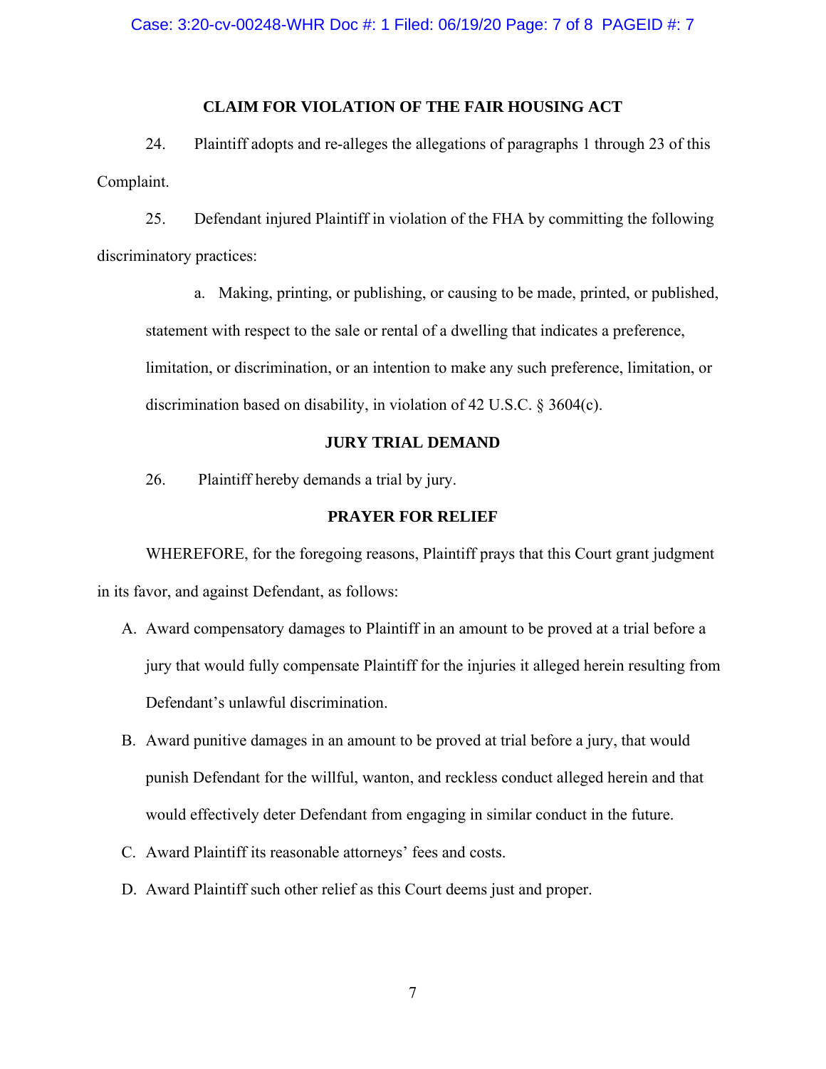## CLAIM FOR VIOLATION OF THE FAIR HOUSING ACT

24. Plaintiff adopts and re-alleges the allegations of paragraphs 1 through 23 of this Complaint.

25. Defendant injured Plaintiff in violation of the FHA by committing the following discriminatory practices:

a. Making, printing, or publishing, or causing to be made, printed, or published, statement with respect to the sale or rental of a dwelling that indicates a preference, limitation, or discrimination, or an intention to make any such preference, limitation, or discrimination based on disability, in violation of 42 U.S.C. § 3604(c).

## JURY TRIAL DEMAND

26. Plaintiff hereby demands a trial by jury.

## PRAYER FOR RELIEF

WHEREFORE, for the foregoing reasons, Plaintiff prays that this Court grant judgment in its favor, and against Defendant, as follows:

A. Award compensatory damages to Plaintiff in an amount to be proved at a trial before a jury that would fully compensate Plaintiff for the injuries it alleged herein resulting from Defendant's unlawful discrimination.

B. Award punitive damages in an amount to be proved at trial before a jury, that would punish Defendant for the willful, wanton, and reckless conduct alleged herein and that would effectively deter Defendant from engaging in similar conduct in the future.

C. Award Plaintiff its reasonable attorneys' fees and costs.

D. Award Plaintiff such other relief as this Court deems just and proper.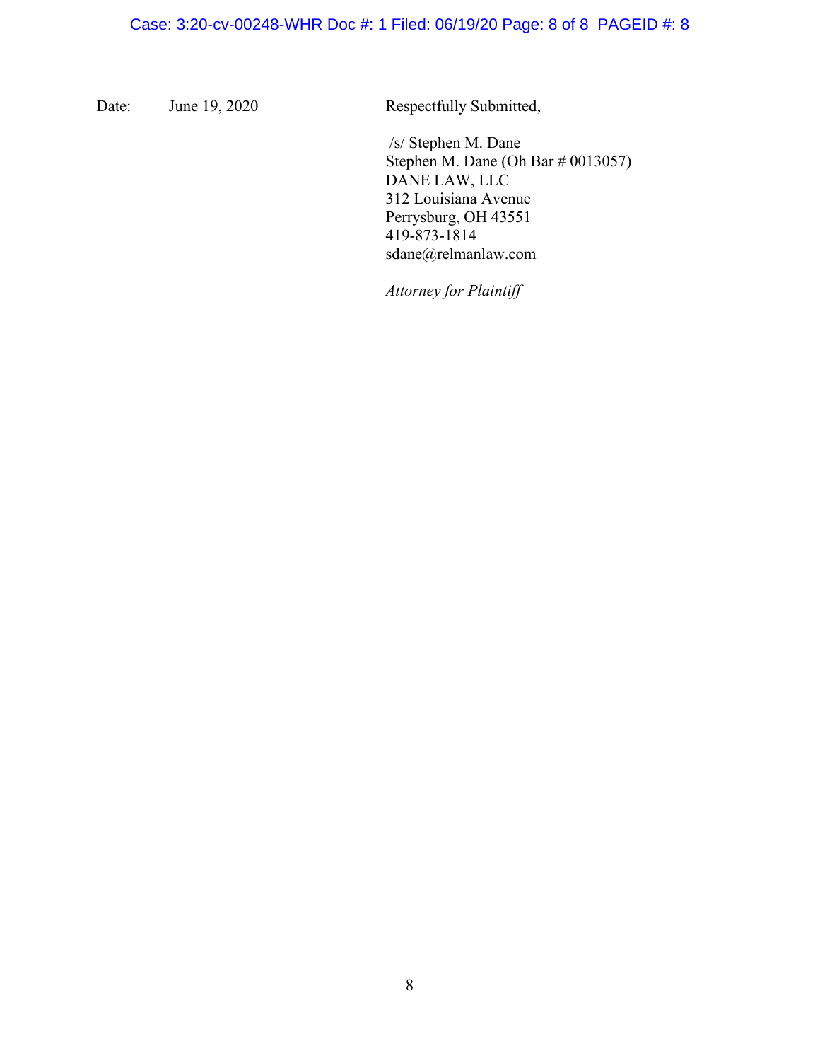Date: June 19, 2020

Respectfully Submitted,

/s/ Stephen M. Dane
Stephen M. Dane (Oh Bar # 0013057)
DANE LAW, LLC
312 Louisiana Avenue
Perrysburg, OH 43551
419-873-1814
sdane@relmanlaw.com

*Attorney for Plaintiff*